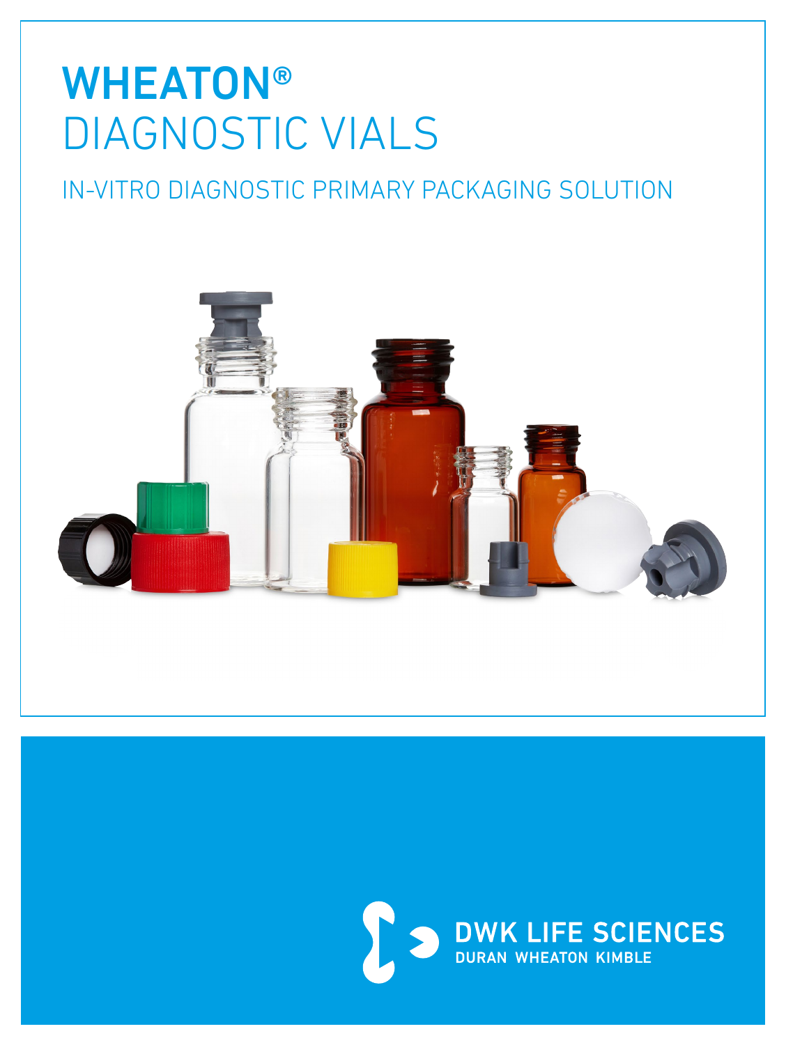# WHEATON® DIAGNOSTIC VIALS

## IN-VITRO DIAGNOSTIC PRIMARY PACKAGING SOLUTION

DWK LIFE SCIENCES
DURAN WHEATON KIMBLE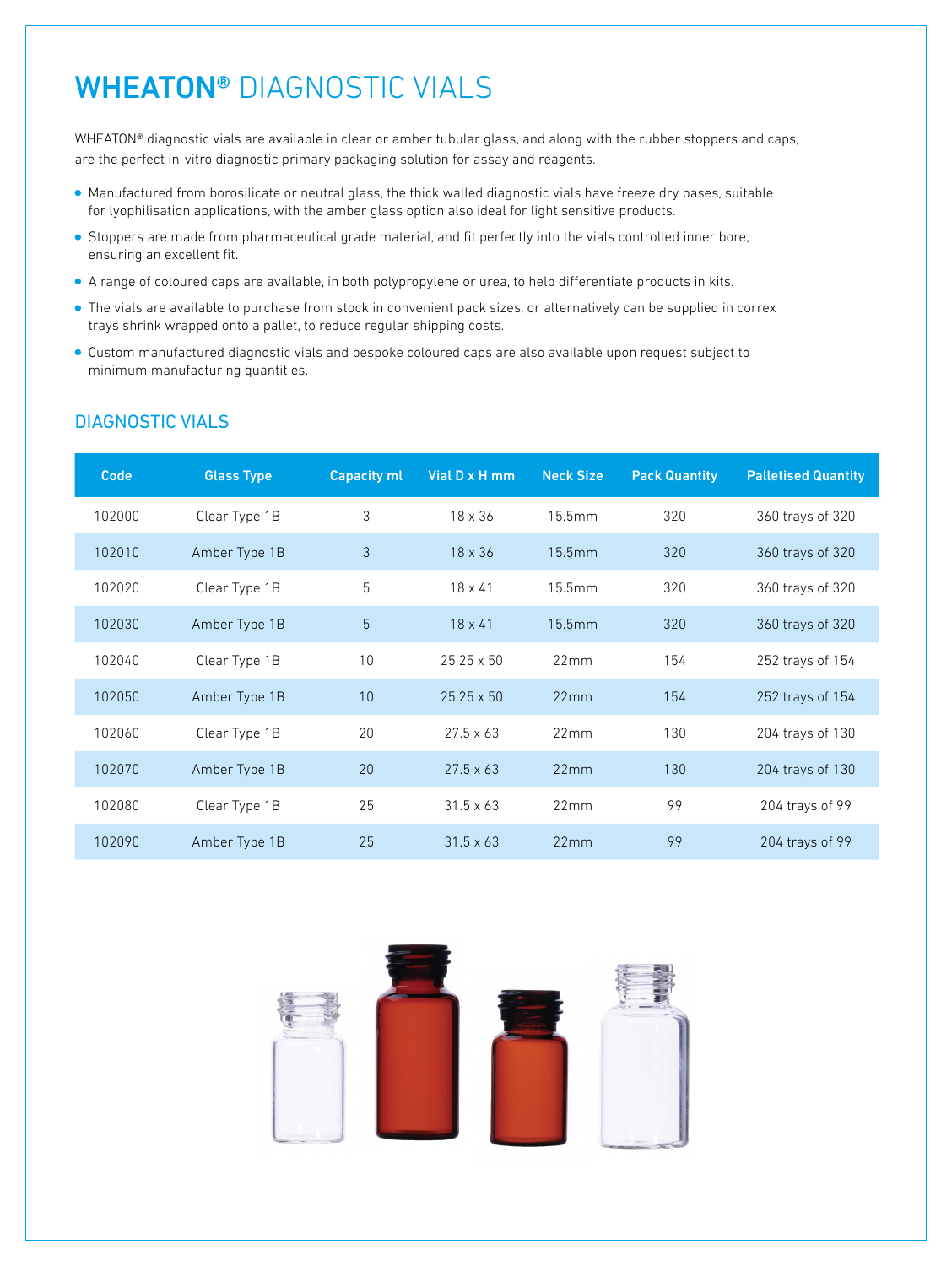# **WHEATON®** DIAGNOSTIC VIALS

WHEATON® diagnostic vials are available in clear or amber tubular glass, and along with the rubber stoppers and caps, are the perfect in-vitro diagnostic primary packaging solution for assay and reagents.

- Manufactured from borosilicate or neutral glass, the thick walled diagnostic vials have freeze dry bases, suitable for lyophilisation applications, with the amber glass option also ideal for light sensitive products.
- Stoppers are made from pharmaceutical grade material, and fit perfectly into the vials controlled inner bore, ensuring an excellent fit.
- A range of coloured caps are available, in both polypropylene or urea, to help differentiate products in kits.
- The vials are available to purchase from stock in convenient pack sizes, or alternatively can be supplied in correx trays shrink wrapped onto a pallet, to reduce regular shipping costs.
- Custom manufactured diagnostic vials and bespoke coloured caps are also available upon request subject to minimum manufacturing quantities.

## DIAGNOSTIC VIALS

| Code | Glass Type | Capacity ml | Vial D x H mm | Neck Size | Pack Quantity | Palletised Quantity |
|---|---|---|---|---|---|---|
| 102000 | Clear Type 1B | 3 | 18 x 36 | 15.5mm | 320 | 360 trays of 320 |
| 102010 | Amber Type 1B | 3 | 18 x 36 | 15.5mm | 320 | 360 trays of 320 |
| 102020 | Clear Type 1B | 5 | 18 x 41 | 15.5mm | 320 | 360 trays of 320 |
| 102030 | Amber Type 1B | 5 | 18 x 41 | 15.5mm | 320 | 360 trays of 320 |
| 102040 | Clear Type 1B | 10 | 25.25 x 50 | 22mm | 154 | 252 trays of 154 |
| 102050 | Amber Type 1B | 10 | 25.25 x 50 | 22mm | 154 | 252 trays of 154 |
| 102060 | Clear Type 1B | 20 | 27.5 x 63 | 22mm | 130 | 204 trays of 130 |
| 102070 | Amber Type 1B | 20 | 27.5 x 63 | 22mm | 130 | 204 trays of 130 |
| 102080 | Clear Type 1B | 25 | 31.5 x 63 | 22mm | 99 | 204 trays of 99 |
| 102090 | Amber Type 1B | 25 | 31.5 x 63 | 22mm | 99 | 204 trays of 99 |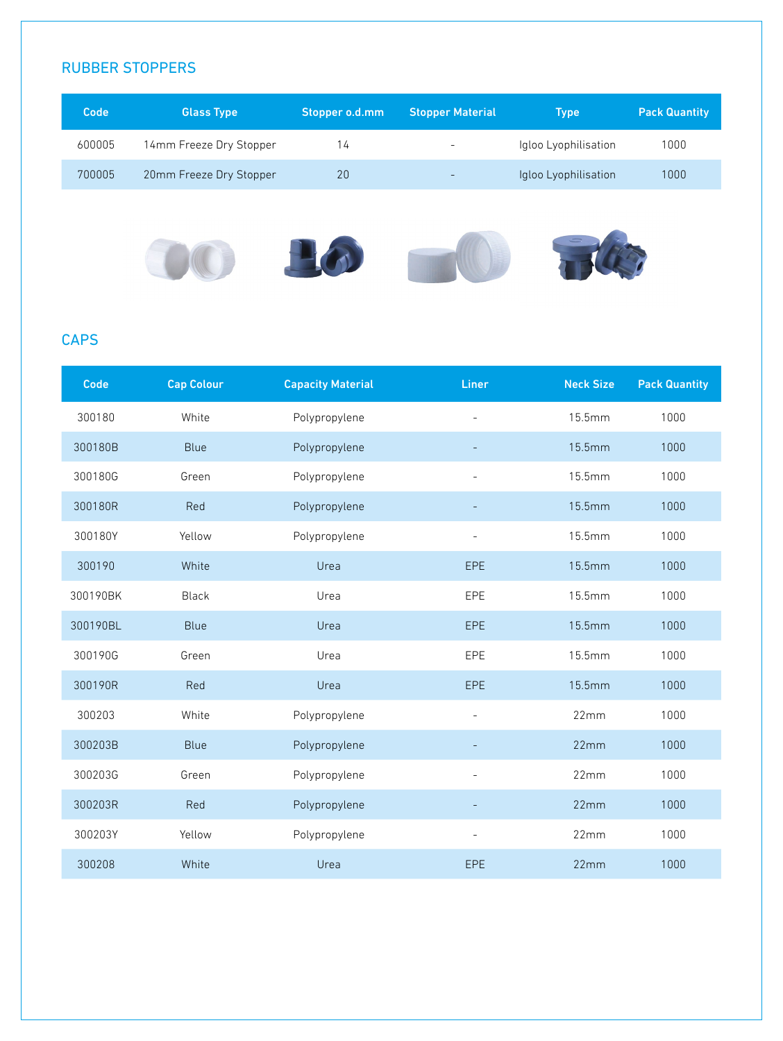## RUBBER STOPPERS

| Code | Glass Type | Stopper o.d.mm | Stopper Material | Type | Pack Quantity |
|---|---|---|---|---|---|
| 600005 | 14mm Freeze Dry Stopper | 14 | - | Igloo Lyophilisation | 1000 |
| 700005 | 20mm Freeze Dry Stopper | 20 | - | Igloo Lyophilisation | 1000 |

## CAPS

| Code | Cap Colour | Capacity Material | Liner | Neck Size | Pack Quantity |
|---|---|---|---|---|---|
| 300180 | White | Polypropylene | - | 15.5mm | 1000 |
| 300180B | Blue | Polypropylene | - | 15.5mm | 1000 |
| 300180G | Green | Polypropylene | - | 15.5mm | 1000 |
| 300180R | Red | Polypropylene | - | 15.5mm | 1000 |
| 300180Y | Yellow | Polypropylene | - | 15.5mm | 1000 |
| 300190 | White | Urea | EPE | 15.5mm | 1000 |
| 300190BK | Black | Urea | EPE | 15.5mm | 1000 |
| 300190BL | Blue | Urea | EPE | 15.5mm | 1000 |
| 300190G | Green | Urea | EPE | 15.5mm | 1000 |
| 300190R | Red | Urea | EPE | 15.5mm | 1000 |
| 300203 | White | Polypropylene | - | 22mm | 1000 |
| 300203B | Blue | Polypropylene | - | 22mm | 1000 |
| 300203G | Green | Polypropylene | - | 22mm | 1000 |
| 300203R | Red | Polypropylene | - | 22mm | 1000 |
| 300203Y | Yellow | Polypropylene | - | 22mm | 1000 |
| 300208 | White | Urea | EPE | 22mm | 1000 |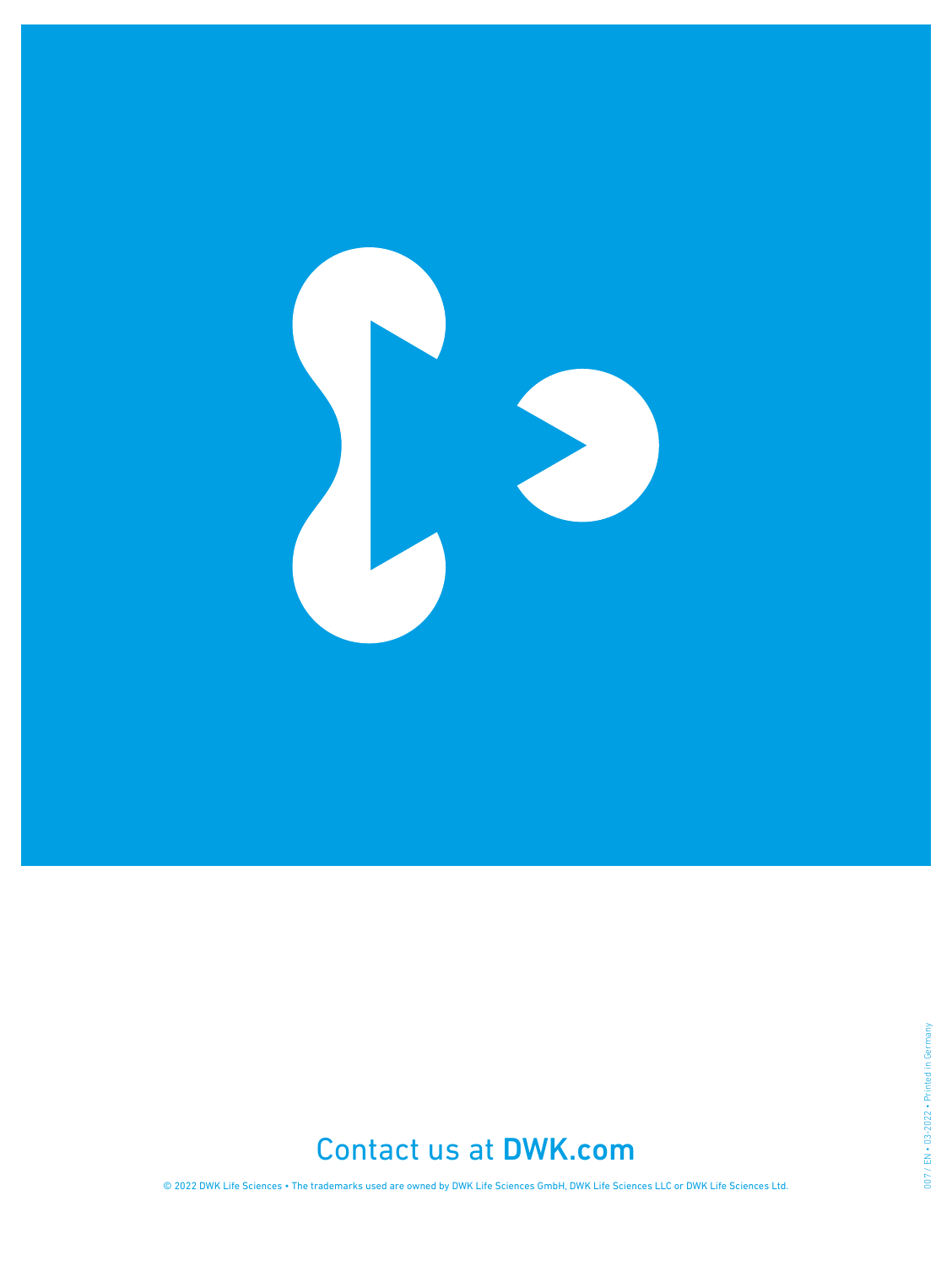Contact us at **DWK.com**

© 2022 DWK Life Sciences • The trademarks used are owned by DWK Life Sciences GmbH, DWK Life Sciences LLC or DWK Life Sciences Ltd.

007 / EN • 03-2022 • Printed in Germany